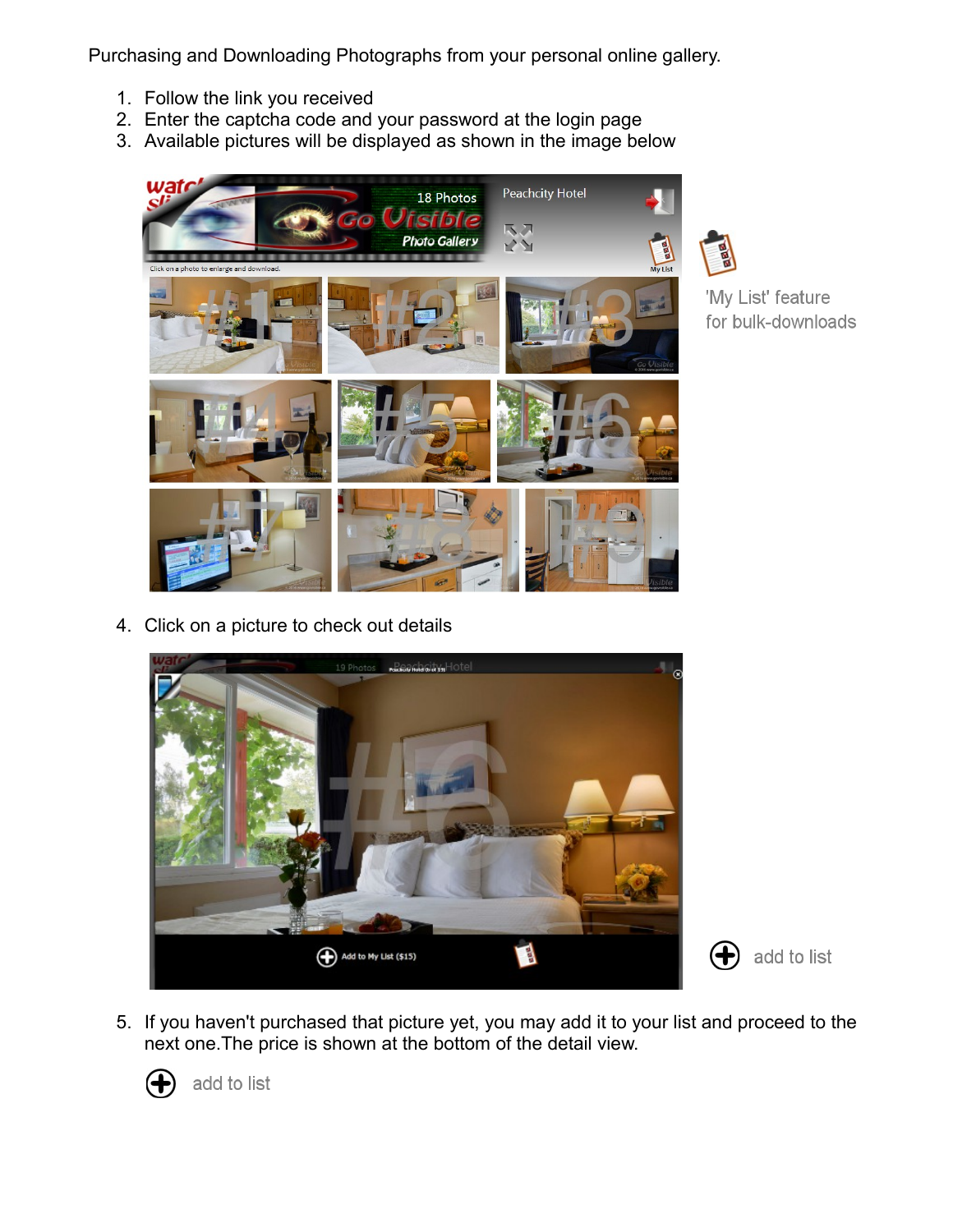Purchasing and Downloading Photographs from your personal online gallery.

1. Follow the link you received
2. Enter the captcha code and your password at the login page
3. Available pictures will be displayed as shown in the image below

'My List' feature for bulk-downloads

4. Click on a picture to check out details

add to list

5. If you haven't purchased that picture yet, you may add it to your list and proceed to the next one.The price is shown at the bottom of the detail view.

add to list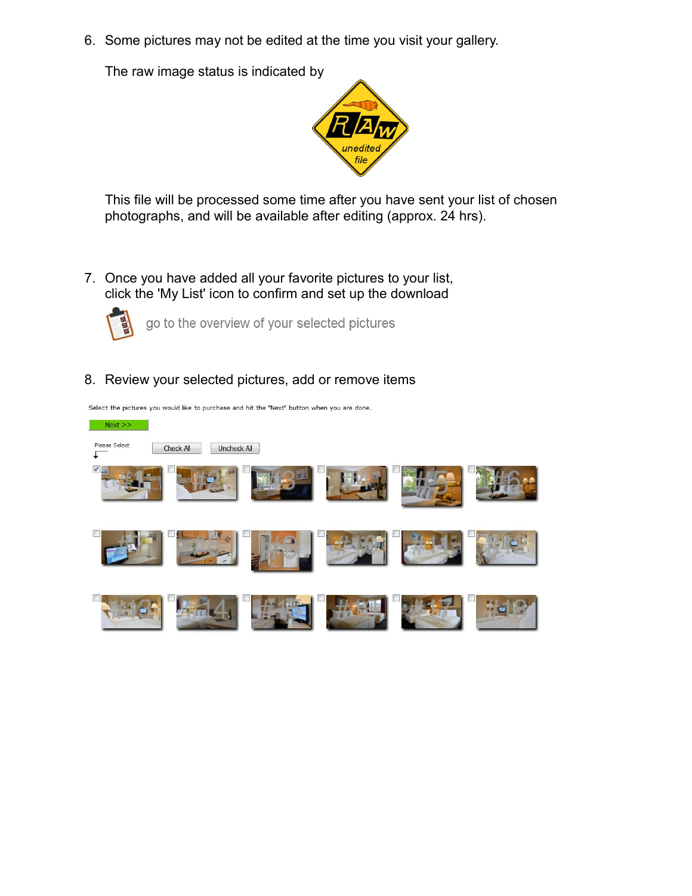6. Some pictures may not be edited at the time you visit your gallery.

   The raw image status is indicated by

   This file will be processed some time after you have sent your list of chosen photographs, and will be available after editing (approx. 24 hrs).

7. Once you have added all your favorite pictures to your list, click the 'My List' icon to confirm and set up the download

   go to the overview of your selected pictures

8. Review your selected pictures, add or remove items

Select the pictures you would like to purchase and hit the "Next" button when you are done.

Next >>

Please Select

Check Al

Uncheck Al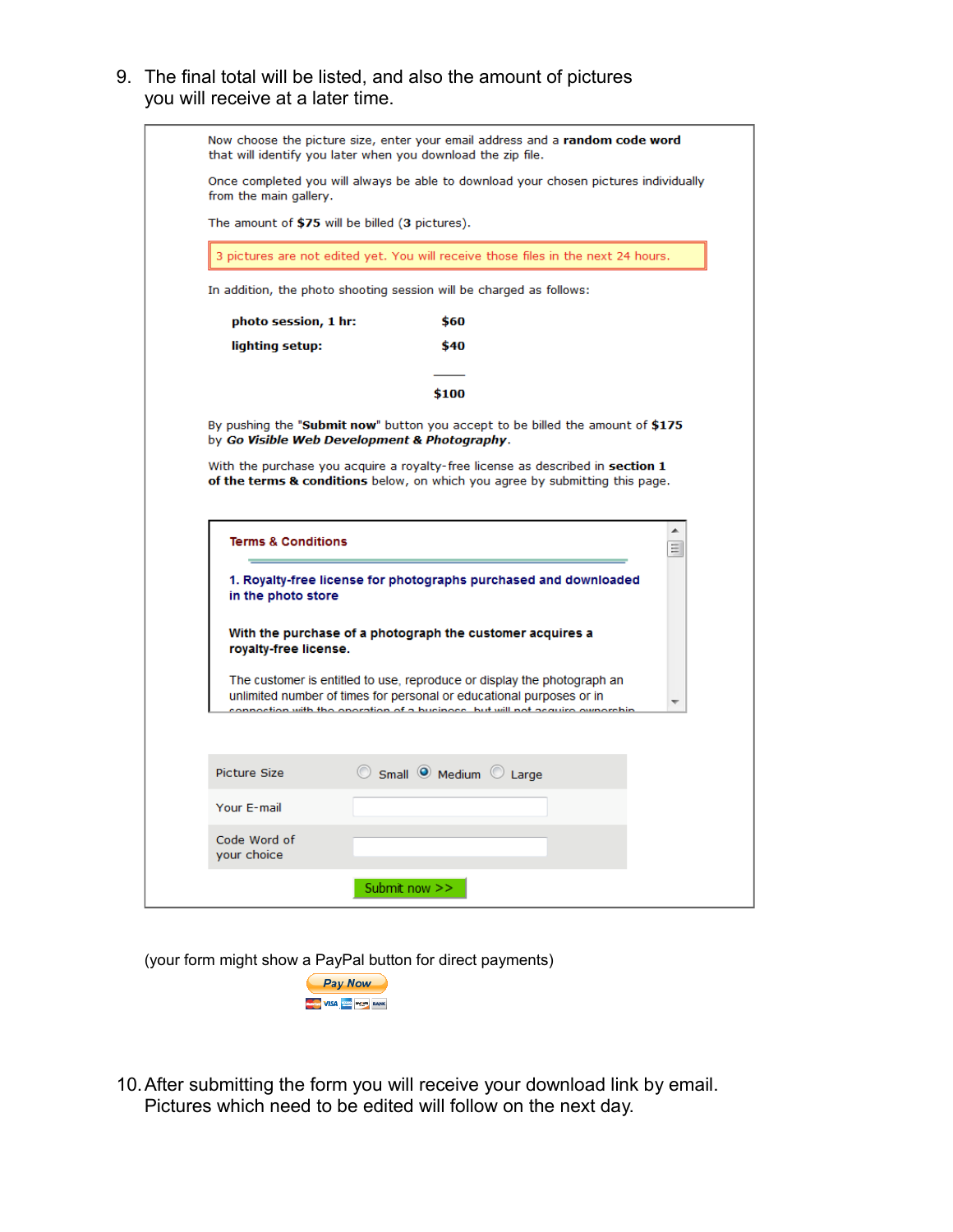9. The final total will be listed, and also the amount of pictures you will receive at a later time.

Now choose the picture size, enter your email address and a **random code word** that will identify you later when you download the zip file.

Once completed you will always be able to download your chosen pictures individually from the main gallery.

The amount of **$75** will be billed (**3** pictures).

3 pictures are not edited yet. You will receive those files in the next 24 hours.

In addition, the photo shooting session will be charged as follows:

| | |
|---|---|
| **photo session, 1 hr:** | **$60** |
| **lighting setup:** | **$40** |
| | **$100** |

By pushing the "**Submit now**" button you accept to be billed the amount of **$175** by ***Go Visible Web Development & Photography***.

With the purchase you acquire a royalty-free license as described in **section 1 of the terms & conditions** below, on which you agree by submitting this page.

**Terms & Conditions**

**1. Royalty-free license for photographs purchased and downloaded in the photo store**

**With the purchase of a photograph the customer acquires a royalty-free license.**

The customer is entitled to use, reproduce or display the photograph an unlimited number of times for personal or educational purposes or in connection with the operation of a business, but will not acquire ownership

| | |
|---|---|
| Picture Size | ○ Small ◉ Medium ○ Large |
| Your E-mail | |
| Code Word of your choice | |

Submit now >>

(your form might show a PayPal button for direct payments)

Pay Now

10. After submitting the form you will receive your download link by email. Pictures which need to be edited will follow on the next day.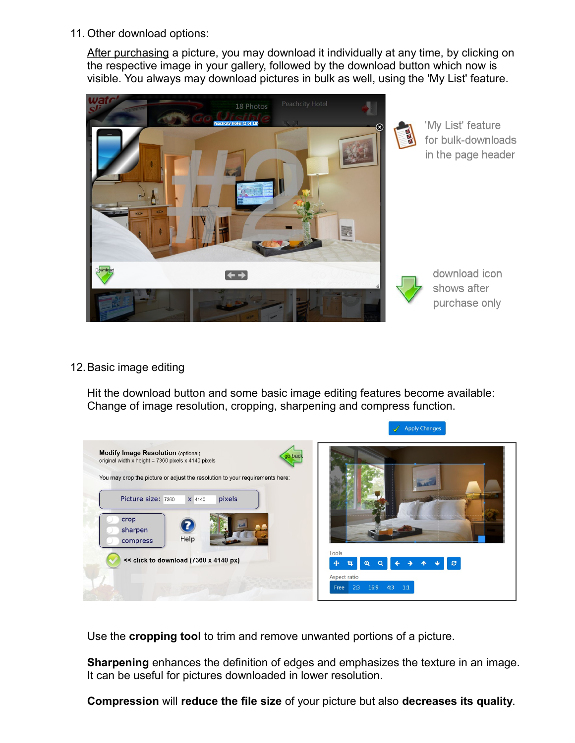11. Other download options:

    After purchasing a picture, you may download it individually at any time, by clicking on the respective image in your gallery, followed by the download button which now is visible. You always may download pictures in bulk as well, using the 'My List' feature.

'My List' feature for bulk-downloads in the page header

download icon shows after purchase only

12. Basic image editing

    Hit the download button and some basic image editing features become available: Change of image resolution, cropping, sharpening and compress function.

Use the **cropping tool** to trim and remove unwanted portions of a picture.

**Sharpening** enhances the definition of edges and emphasizes the texture in an image. It can be useful for pictures downloaded in lower resolution.

**Compression** will **reduce the file size** of your picture but also **decreases its quality**.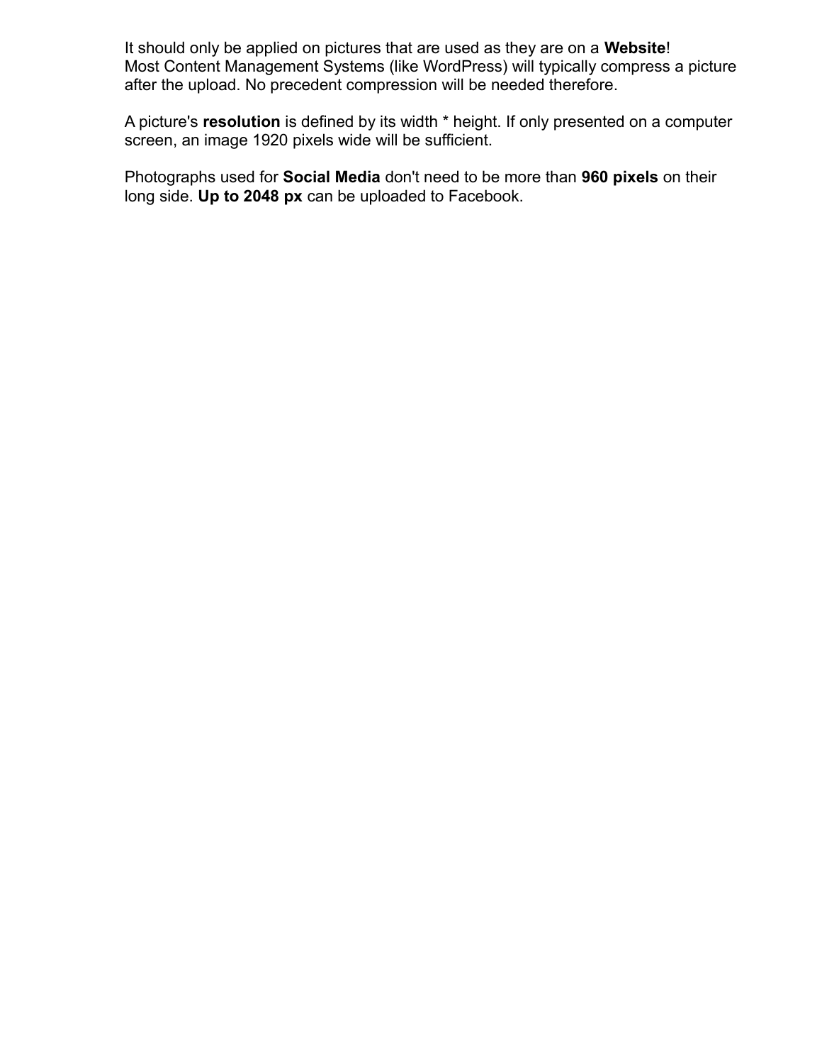It should only be applied on pictures that are used as they are on a **Website**!
Most Content Management Systems (like WordPress) will typically compress a picture after the upload. No precedent compression will be needed therefore.

A picture's **resolution** is defined by its width * height. If only presented on a computer screen, an image 1920 pixels wide will be sufficient.

Photographs used for **Social Media** don't need to be more than **960 pixels** on their long side. **Up to 2048 px** can be uploaded to Facebook.